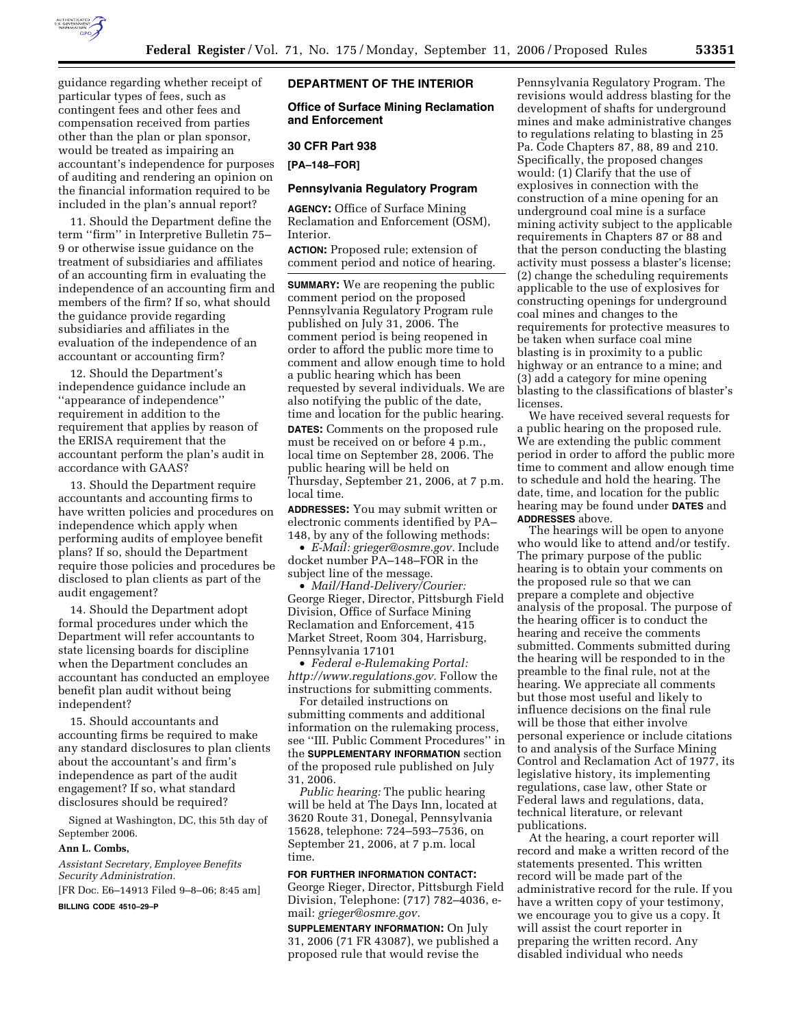guidance regarding whether receipt of particular types of fees, such as contingent fees and other fees and compensation received from parties other than the plan or plan sponsor, would be treated as impairing an accountant's independence for purposes of auditing and rendering an opinion on the financial information required to be included in the plan's annual report?

11. Should the Department define the term ''firm'' in Interpretive Bulletin 75–9 or otherwise issue guidance on the treatment of subsidiaries and affiliates of an accounting firm in evaluating the independence of an accounting firm and members of the firm? If so, what should the guidance provide regarding subsidiaries and affiliates in the evaluation of the independence of an accountant or accounting firm?

12. Should the Department's independence guidance include an ''appearance of independence'' requirement in addition to the requirement that applies by reason of the ERISA requirement that the accountant perform the plan's audit in accordance with GAAS?

13. Should the Department require accountants and accounting firms to have written policies and procedures on independence which apply when performing audits of employee benefit plans? If so, should the Department require those policies and procedures be disclosed to plan clients as part of the audit engagement?

14. Should the Department adopt formal procedures under which the Department will refer accountants to state licensing boards for discipline when the Department concludes an accountant has conducted an employee benefit plan audit without being independent?

15. Should accountants and accounting firms be required to make any standard disclosures to plan clients about the accountant's and firm's independence as part of the audit engagement? If so, what standard disclosures should be required?

Signed at Washington, DC, this 5th day of September 2006.

**Ann L. Combs,**

*Assistant Secretary, Employee Benefits Security Administration.*

[FR Doc. E6–14913 Filed 9–8–06; 8:45 am]

**BILLING CODE 4510–29–P**

## DEPARTMENT OF THE INTERIOR

### Office of Surface Mining Reclamation and Enforcement

### 30 CFR Part 938

**[PA–148–FOR]**

### Pennsylvania Regulatory Program

**AGENCY:** Office of Surface Mining Reclamation and Enforcement (OSM), Interior.

**ACTION:** Proposed rule; extension of comment period and notice of hearing.

**SUMMARY:** We are reopening the public comment period on the proposed Pennsylvania Regulatory Program rule published on July 31, 2006. The comment period is being reopened in order to afford the public more time to comment and allow enough time to hold a public hearing which has been requested by several individuals. We are also notifying the public of the date, time and location for the public hearing.

**DATES:** Comments on the proposed rule must be received on or before 4 p.m., local time on September 28, 2006. The public hearing will be held on Thursday, September 21, 2006, at 7 p.m. local time.

**ADDRESSES:** You may submit written or electronic comments identified by PA–148, by any of the following methods:

- *E-Mail: grieger@osmre.gov.* Include docket number PA–148–FOR in the subject line of the message.
- *Mail/Hand-Delivery/Courier:* George Rieger, Director, Pittsburgh Field Division, Office of Surface Mining Reclamation and Enforcement, 415 Market Street, Room 304, Harrisburg, Pennsylvania 17101
- *Federal e-Rulemaking Portal: http://www.regulations.gov.* Follow the instructions for submitting comments.

For detailed instructions on submitting comments and additional information on the rulemaking process, see ''III. Public Comment Procedures'' in the **SUPPLEMENTARY INFORMATION** section of the proposed rule published on July 31, 2006.

*Public hearing:* The public hearing will be held at The Days Inn, located at 3620 Route 31, Donegal, Pennsylvania 15628, telephone: 724–593–7536, on September 21, 2006, at 7 p.m. local time.

**FOR FURTHER INFORMATION CONTACT:** George Rieger, Director, Pittsburgh Field Division, Telephone: (717) 782–4036, e-mail: *grieger@osmre.gov.*

**SUPPLEMENTARY INFORMATION:** On July 31, 2006 (71 FR 43087), we published a proposed rule that would revise the Pennsylvania Regulatory Program. The revisions would address blasting for the development of shafts for underground mines and make administrative changes to regulations relating to blasting in 25 Pa. Code Chapters 87, 88, 89 and 210. Specifically, the proposed changes would: (1) Clarify that the use of explosives in connection with the construction of a mine opening for an underground coal mine is a surface mining activity subject to the applicable requirements in Chapters 87 or 88 and that the person conducting the blasting activity must possess a blaster's license; (2) change the scheduling requirements applicable to the use of explosives for constructing openings for underground coal mines and changes to the requirements for protective measures to be taken when surface coal mine blasting is in proximity to a public highway or an entrance to a mine; and (3) add a category for mine opening blasting to the classifications of blaster's licenses.

We have received several requests for a public hearing on the proposed rule. We are extending the public comment period in order to afford the public more time to comment and allow enough time to schedule and hold the hearing. The date, time, and location for the public hearing may be found under **DATES** and **ADDRESSES** above.

The hearings will be open to anyone who would like to attend and/or testify. The primary purpose of the public hearing is to obtain your comments on the proposed rule so that we can prepare a complete and objective analysis of the proposal. The purpose of the hearing officer is to conduct the hearing and receive the comments submitted. Comments submitted during the hearing will be responded to in the preamble to the final rule, not at the hearing. We appreciate all comments but those most useful and likely to influence decisions on the final rule will be those that either involve personal experience or include citations to and analysis of the Surface Mining Control and Reclamation Act of 1977, its legislative history, its implementing regulations, case law, other State or Federal laws and regulations, data, technical literature, or relevant publications.

At the hearing, a court reporter will record and make a written record of the statements presented. This written record will be made part of the administrative record for the rule. If you have a written copy of your testimony, we encourage you to give us a copy. It will assist the court reporter in preparing the written record. Any disabled individual who needs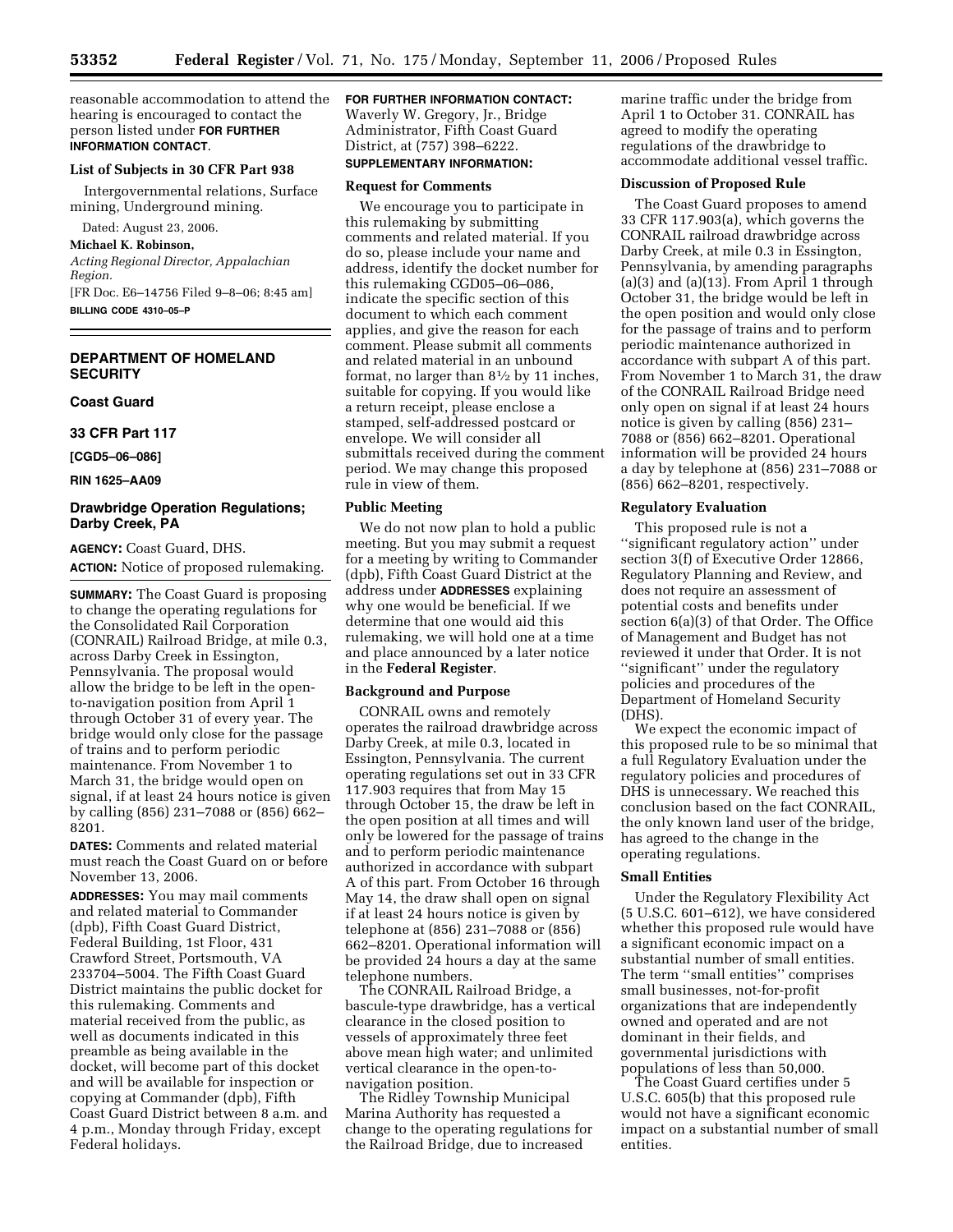reasonable accommodation to attend the hearing is encouraged to contact the person listed under **FOR FURTHER INFORMATION CONTACT**.

### List of Subjects in 30 CFR Part 938

Intergovernmental relations, Surface mining, Underground mining.

Dated: August 23, 2006.

**Michael K. Robinson,**

*Acting Regional Director, Appalachian Region.*

[FR Doc. E6–14756 Filed 9–8–06; 8:45 am]

**BILLING CODE 4310–05–P**

---

## DEPARTMENT OF HOMELAND SECURITY

### Coast Guard

### 33 CFR Part 117

**[CGD5–06–086]**

**RIN 1625–AA09**

## Drawbridge Operation Regulations; Darby Creek, PA

**AGENCY:** Coast Guard, DHS.

**ACTION:** Notice of proposed rulemaking.

**SUMMARY:** The Coast Guard is proposing to change the operating regulations for the Consolidated Rail Corporation (CONRAIL) Railroad Bridge, at mile 0.3, across Darby Creek in Essington, Pennsylvania. The proposal would allow the bridge to be left in the open-to-navigation position from April 1 through October 31 of every year. The bridge would only close for the passage of trains and to perform periodic maintenance. From November 1 to March 31, the bridge would open on signal, if at least 24 hours notice is given by calling (856) 231–7088 or (856) 662–8201.

**DATES:** Comments and related material must reach the Coast Guard on or before November 13, 2006.

**ADDRESSES:** You may mail comments and related material to Commander (dpb), Fifth Coast Guard District, Federal Building, 1st Floor, 431 Crawford Street, Portsmouth, VA 233704–5004. The Fifth Coast Guard District maintains the public docket for this rulemaking. Comments and material received from the public, as well as documents indicated in this preamble as being available in the docket, will become part of this docket and will be available for inspection or copying at Commander (dpb), Fifth Coast Guard District between 8 a.m. and 4 p.m., Monday through Friday, except Federal holidays.

**FOR FURTHER INFORMATION CONTACT:** Waverly W. Gregory, Jr., Bridge Administrator, Fifth Coast Guard District, at (757) 398–6222.

**SUPPLEMENTARY INFORMATION:**

### Request for Comments

We encourage you to participate in this rulemaking by submitting comments and related material. If you do so, please include your name and address, identify the docket number for this rulemaking CGD05–06–086, indicate the specific section of this document to which each comment applies, and give the reason for each comment. Please submit all comments and related material in an unbound format, no larger than 8½ by 11 inches, suitable for copying. If you would like a return receipt, please enclose a stamped, self-addressed postcard or envelope. We will consider all submittals received during the comment period. We may change this proposed rule in view of them.

### Public Meeting

We do not now plan to hold a public meeting. But you may submit a request for a meeting by writing to Commander (dpb), Fifth Coast Guard District at the address under **ADDRESSES** explaining why one would be beneficial. If we determine that one would aid this rulemaking, we will hold one at a time and place announced by a later notice in the **Federal Register**.

### Background and Purpose

CONRAIL owns and remotely operates the railroad drawbridge across Darby Creek, at mile 0.3, located in Essington, Pennsylvania. The current operating regulations set out in 33 CFR 117.903 requires that from May 15 through October 15, the draw be left in the open position at all times and will only be lowered for the passage of trains and to perform periodic maintenance authorized in accordance with subpart A of this part. From October 16 through May 14, the draw shall open on signal if at least 24 hours notice is given by telephone at (856) 231–7088 or (856) 662–8201. Operational information will be provided 24 hours a day at the same telephone numbers.

The CONRAIL Railroad Bridge, a bascule-type drawbridge, has a vertical clearance in the closed position to vessels of approximately three feet above mean high water; and unlimited vertical clearance in the open-to-navigation position.

The Ridley Township Municipal Marina Authority has requested a change to the operating regulations for the Railroad Bridge, due to increased marine traffic under the bridge from April 1 to October 31. CONRAIL has agreed to modify the operating regulations of the drawbridge to accommodate additional vessel traffic.

### Discussion of Proposed Rule

The Coast Guard proposes to amend 33 CFR 117.903(a), which governs the CONRAIL railroad drawbridge across Darby Creek, at mile 0.3 in Essington, Pennsylvania, by amending paragraphs (a)(3) and (a)(13). From April 1 through October 31, the bridge would be left in the open position and would only close for the passage of trains and to perform periodic maintenance authorized in accordance with subpart A of this part. From November 1 to March 31, the draw of the CONRAIL Railroad Bridge need only open on signal if at least 24 hours notice is given by calling (856) 231–7088 or (856) 662–8201. Operational information will be provided 24 hours a day by telephone at (856) 231–7088 or (856) 662–8201, respectively.

### Regulatory Evaluation

This proposed rule is not a ''significant regulatory action'' under section 3(f) of Executive Order 12866, Regulatory Planning and Review, and does not require an assessment of potential costs and benefits under section 6(a)(3) of that Order. The Office of Management and Budget has not reviewed it under that Order. It is not ''significant'' under the regulatory policies and procedures of the Department of Homeland Security (DHS).

We expect the economic impact of this proposed rule to be so minimal that a full Regulatory Evaluation under the regulatory policies and procedures of DHS is unnecessary. We reached this conclusion based on the fact CONRAIL, the only known land user of the bridge, has agreed to the change in the operating regulations.

### Small Entities

Under the Regulatory Flexibility Act (5 U.S.C. 601–612), we have considered whether this proposed rule would have a significant economic impact on a substantial number of small entities. The term ''small entities'' comprises small businesses, not-for-profit organizations that are independently owned and operated and are not dominant in their fields, and governmental jurisdictions with populations of less than 50,000.

The Coast Guard certifies under 5 U.S.C. 605(b) that this proposed rule would not have a significant economic impact on a substantial number of small entities.